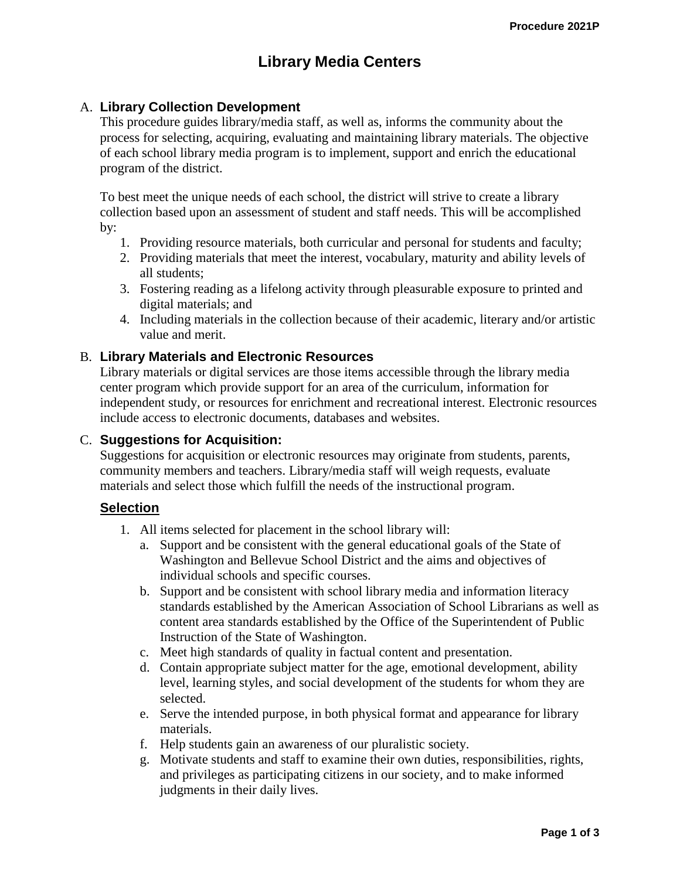# Library Media Centers

## A. Library Collection Development

This procedure guides library/media staff, as well as, informs the community about the process for selecting, acquiring, evaluating and maintaining library materials. The objective of each school library media program is to implement, support and enrich the educational program of the district.

To best meet the unique needs of each school, the district will strive to create a library collection based upon an assessment of student and staff needs. This will be accomplished by:

1. Providing resource materials, both curricular and personal for students and faculty;
2. Providing materials that meet the interest, vocabulary, maturity and ability levels of all students;
3. Fostering reading as a lifelong activity through pleasurable exposure to printed and digital materials; and
4. Including materials in the collection because of their academic, literary and/or artistic value and merit.

## B. Library Materials and Electronic Resources

Library materials or digital services are those items accessible through the library media center program which provide support for an area of the curriculum, information for independent study, or resources for enrichment and recreational interest. Electronic resources include access to electronic documents, databases and websites.

## C. Suggestions for Acquisition:

Suggestions for acquisition or electronic resources may originate from students, parents, community members and teachers. Library/media staff will weigh requests, evaluate materials and select those which fulfill the needs of the instructional program.

### Selection

1. All items selected for placement in the school library will:
   a. Support and be consistent with the general educational goals of the State of Washington and Bellevue School District and the aims and objectives of individual schools and specific courses.
   b. Support and be consistent with school library media and information literacy standards established by the American Association of School Librarians as well as content area standards established by the Office of the Superintendent of Public Instruction of the State of Washington.
   c. Meet high standards of quality in factual content and presentation.
   d. Contain appropriate subject matter for the age, emotional development, ability level, learning styles, and social development of the students for whom they are selected.
   e. Serve the intended purpose, in both physical format and appearance for library materials.
   f. Help students gain an awareness of our pluralistic society.
   g. Motivate students and staff to examine their own duties, responsibilities, rights, and privileges as participating citizens in our society, and to make informed judgments in their daily lives.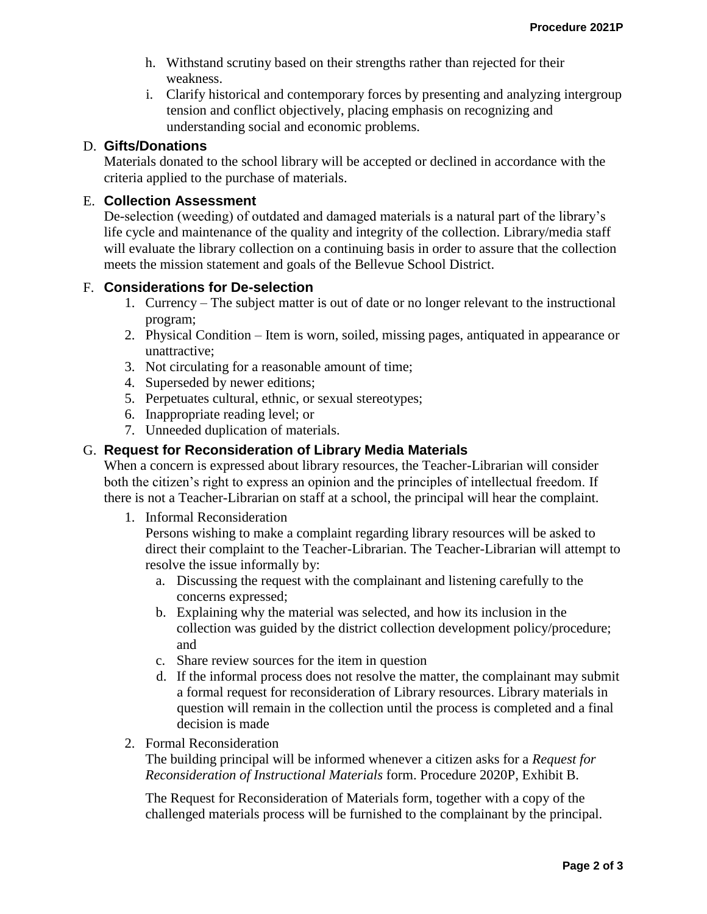h. Withstand scrutiny based on their strengths rather than rejected for their weakness.

i. Clarify historical and contemporary forces by presenting and analyzing intergroup tension and conflict objectively, placing emphasis on recognizing and understanding social and economic problems.

D. **Gifts/Donations**

Materials donated to the school library will be accepted or declined in accordance with the criteria applied to the purchase of materials.

E. **Collection Assessment**

De-selection (weeding) of outdated and damaged materials is a natural part of the library's life cycle and maintenance of the quality and integrity of the collection. Library/media staff will evaluate the library collection on a continuing basis in order to assure that the collection meets the mission statement and goals of the Bellevue School District.

F. **Considerations for De-selection**

1. Currency – The subject matter is out of date or no longer relevant to the instructional program;
2. Physical Condition – Item is worn, soiled, missing pages, antiquated in appearance or unattractive;
3. Not circulating for a reasonable amount of time;
4. Superseded by newer editions;
5. Perpetuates cultural, ethnic, or sexual stereotypes;
6. Inappropriate reading level; or
7. Unneeded duplication of materials.

G. **Request for Reconsideration of Library Media Materials**

When a concern is expressed about library resources, the Teacher-Librarian will consider both the citizen's right to express an opinion and the principles of intellectual freedom. If there is not a Teacher-Librarian on staff at a school, the principal will hear the complaint.

1. Informal Reconsideration

   Persons wishing to make a complaint regarding library resources will be asked to direct their complaint to the Teacher-Librarian. The Teacher-Librarian will attempt to resolve the issue informally by:

   a. Discussing the request with the complainant and listening carefully to the concerns expressed;

   b. Explaining why the material was selected, and how its inclusion in the collection was guided by the district collection development policy/procedure; and

   c. Share review sources for the item in question

   d. If the informal process does not resolve the matter, the complainant may submit a formal request for reconsideration of Library resources. Library materials in question will remain in the collection until the process is completed and a final decision is made

2. Formal Reconsideration

   The building principal will be informed whenever a citizen asks for a *Request for Reconsideration of Instructional Materials* form. Procedure 2020P, Exhibit B.

   The Request for Reconsideration of Materials form, together with a copy of the challenged materials process will be furnished to the complainant by the principal.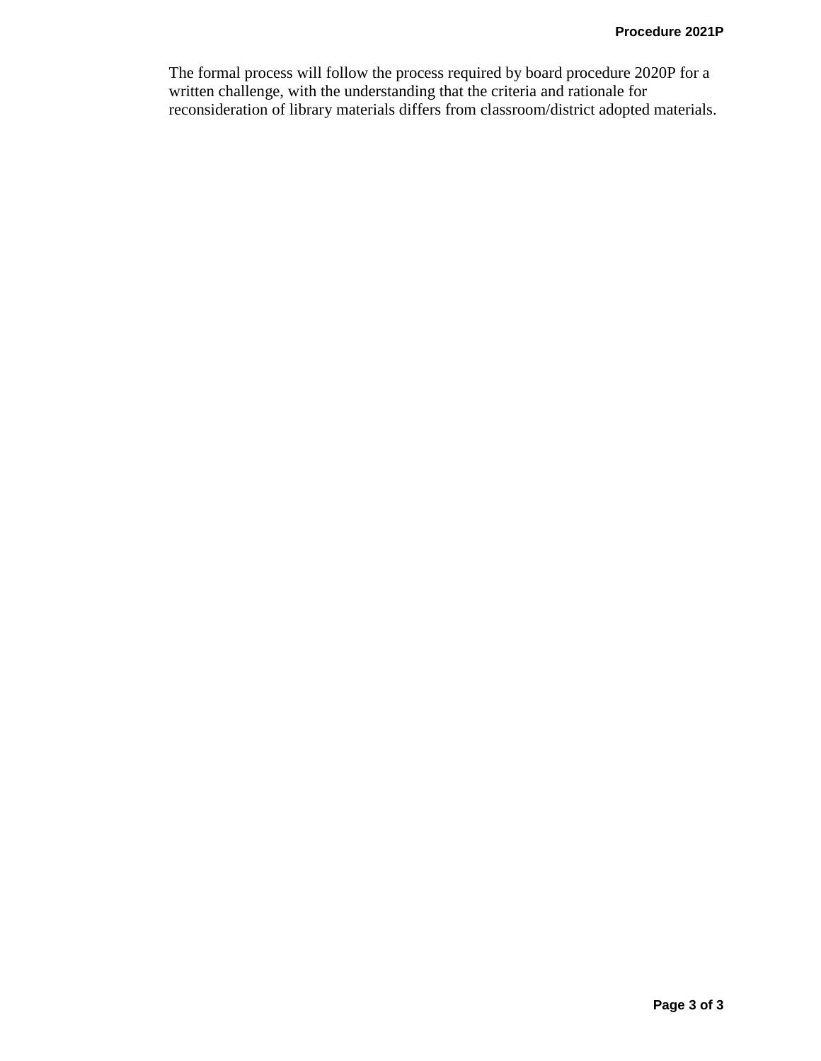The formal process will follow the process required by board procedure 2020P for a written challenge, with the understanding that the criteria and rationale for reconsideration of library materials differs from classroom/district adopted materials.